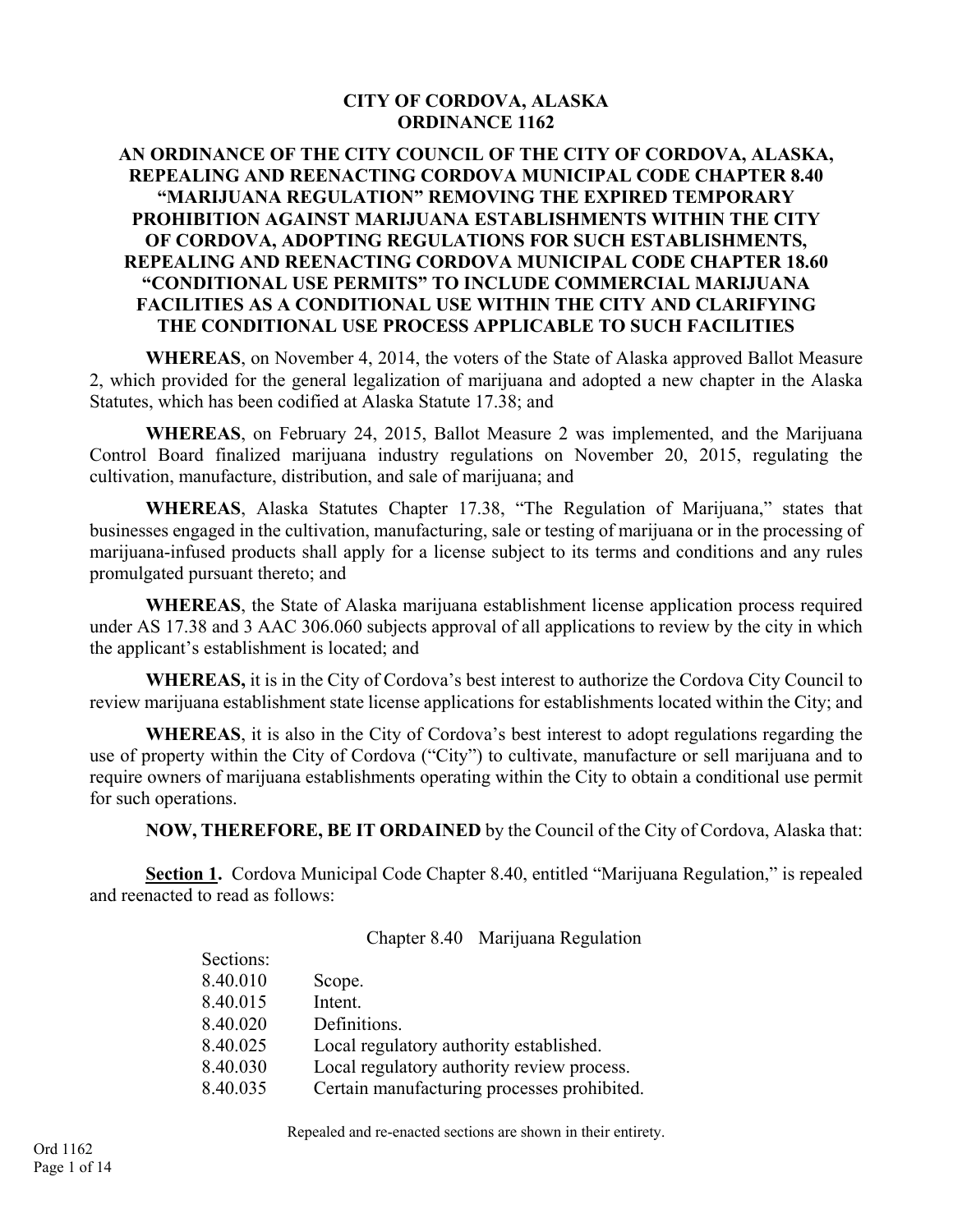# CITY OF CORDOVA, ALASKA
# ORDINANCE 1162

## AN ORDINANCE OF THE CITY COUNCIL OF THE CITY OF CORDOVA, ALASKA, REPEALING AND REENACTING CORDOVA MUNICIPAL CODE CHAPTER 8.40 "MARIJUANA REGULATION" REMOVING THE EXPIRED TEMPORARY PROHIBITION AGAINST MARIJUANA ESTABLISHMENTS WITHIN THE CITY OF CORDOVA, ADOPTING REGULATIONS FOR SUCH ESTABLISHMENTS, REPEALING AND REENACTING CORDOVA MUNICIPAL CODE CHAPTER 18.60 "CONDITIONAL USE PERMITS" TO INCLUDE COMMERCIAL MARIJUANA FACILITIES AS A CONDITIONAL USE WITHIN THE CITY AND CLARIFYING THE CONDITIONAL USE PROCESS APPLICABLE TO SUCH FACILITIES

**WHEREAS**, on November 4, 2014, the voters of the State of Alaska approved Ballot Measure 2, which provided for the general legalization of marijuana and adopted a new chapter in the Alaska Statutes, which has been codified at Alaska Statute 17.38; and

**WHEREAS**, on February 24, 2015, Ballot Measure 2 was implemented, and the Marijuana Control Board finalized marijuana industry regulations on November 20, 2015, regulating the cultivation, manufacture, distribution, and sale of marijuana; and

**WHEREAS**, Alaska Statutes Chapter 17.38, "The Regulation of Marijuana," states that businesses engaged in the cultivation, manufacturing, sale or testing of marijuana or in the processing of marijuana-infused products shall apply for a license subject to its terms and conditions and any rules promulgated pursuant thereto; and

**WHEREAS**, the State of Alaska marijuana establishment license application process required under AS 17.38 and 3 AAC 306.060 subjects approval of all applications to review by the city in which the applicant's establishment is located; and

**WHEREAS,** it is in the City of Cordova's best interest to authorize the Cordova City Council to review marijuana establishment state license applications for establishments located within the City; and

**WHEREAS**, it is also in the City of Cordova's best interest to adopt regulations regarding the use of property within the City of Cordova ("City") to cultivate, manufacture or sell marijuana and to require owners of marijuana establishments operating within the City to obtain a conditional use permit for such operations.

**NOW, THEREFORE, BE IT ORDAINED** by the Council of the City of Cordova, Alaska that:

**Section 1.** Cordova Municipal Code Chapter 8.40, entitled "Marijuana Regulation," is repealed and reenacted to read as follows:

Chapter 8.40 Marijuana Regulation

Sections:
8.40.010 Scope.
8.40.015 Intent.
8.40.020 Definitions.
8.40.025 Local regulatory authority established.
8.40.030 Local regulatory authority review process.
8.40.035 Certain manufacturing processes prohibited.

Repealed and re-enacted sections are shown in their entirety.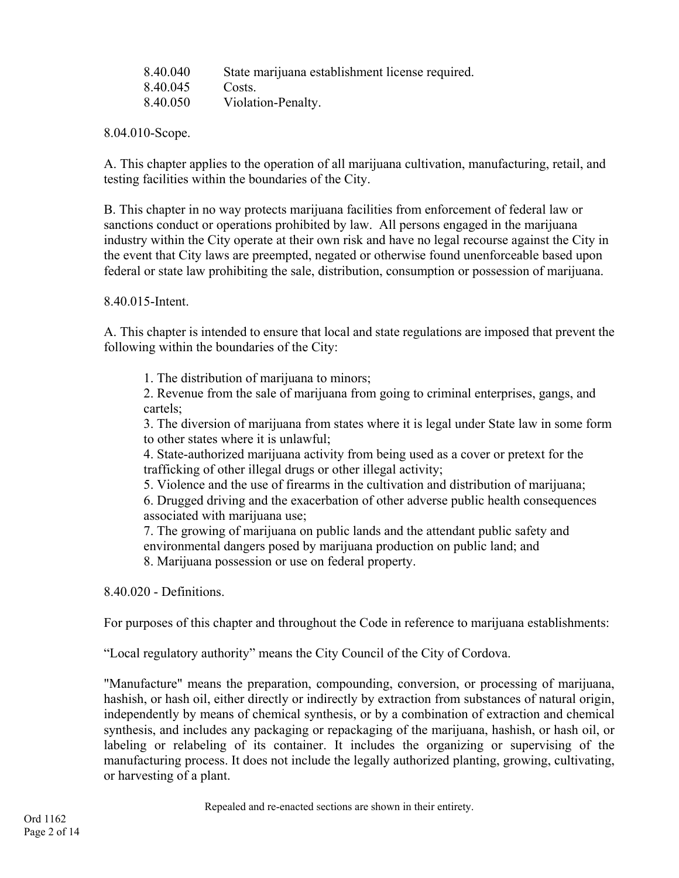| | |
|---|---|
| 8.40.040 | State marijuana establishment license required. |
| 8.40.045 | Costs. |
| 8.40.050 | Violation-Penalty. |

8.04.010-Scope.

A. This chapter applies to the operation of all marijuana cultivation, manufacturing, retail, and testing facilities within the boundaries of the City.

B. This chapter in no way protects marijuana facilities from enforcement of federal law or sanctions conduct or operations prohibited by law. All persons engaged in the marijuana industry within the City operate at their own risk and have no legal recourse against the City in the event that City laws are preempted, negated or otherwise found unenforceable based upon federal or state law prohibiting the sale, distribution, consumption or possession of marijuana.

8.40.015-Intent.

A. This chapter is intended to ensure that local and state regulations are imposed that prevent the following within the boundaries of the City:

1. The distribution of marijuana to minors;
2. Revenue from the sale of marijuana from going to criminal enterprises, gangs, and cartels;
3. The diversion of marijuana from states where it is legal under State law in some form to other states where it is unlawful;
4. State-authorized marijuana activity from being used as a cover or pretext for the trafficking of other illegal drugs or other illegal activity;
5. Violence and the use of firearms in the cultivation and distribution of marijuana;
6. Drugged driving and the exacerbation of other adverse public health consequences associated with marijuana use;
7. The growing of marijuana on public lands and the attendant public safety and environmental dangers posed by marijuana production on public land; and
8. Marijuana possession or use on federal property.

8.40.020 - Definitions.

For purposes of this chapter and throughout the Code in reference to marijuana establishments:

"Local regulatory authority" means the City Council of the City of Cordova.

"Manufacture" means the preparation, compounding, conversion, or processing of marijuana, hashish, or hash oil, either directly or indirectly by extraction from substances of natural origin, independently by means of chemical synthesis, or by a combination of extraction and chemical synthesis, and includes any packaging or repackaging of the marijuana, hashish, or hash oil, or labeling or relabeling of its container. It includes the organizing or supervising of the manufacturing process. It does not include the legally authorized planting, growing, cultivating, or harvesting of a plant.

Repealed and re-enacted sections are shown in their entirety.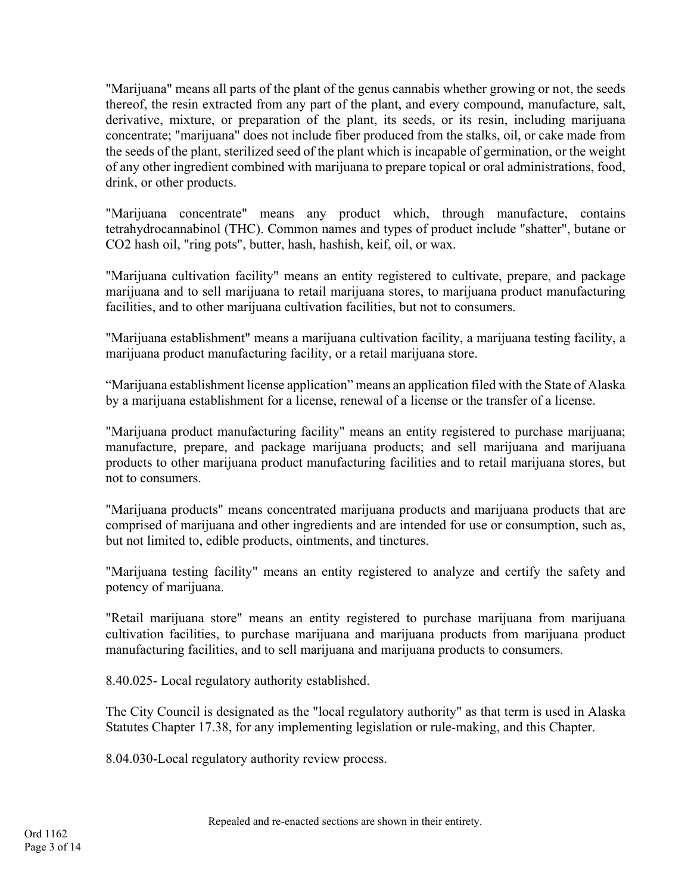"Marijuana" means all parts of the plant of the genus cannabis whether growing or not, the seeds thereof, the resin extracted from any part of the plant, and every compound, manufacture, salt, derivative, mixture, or preparation of the plant, its seeds, or its resin, including marijuana concentrate; "marijuana" does not include fiber produced from the stalks, oil, or cake made from the seeds of the plant, sterilized seed of the plant which is incapable of germination, or the weight of any other ingredient combined with marijuana to prepare topical or oral administrations, food, drink, or other products.

"Marijuana concentrate" means any product which, through manufacture, contains tetrahydrocannabinol (THC). Common names and types of product include "shatter", butane or CO2 hash oil, "ring pots", butter, hash, hashish, keif, oil, or wax.

"Marijuana cultivation facility" means an entity registered to cultivate, prepare, and package marijuana and to sell marijuana to retail marijuana stores, to marijuana product manufacturing facilities, and to other marijuana cultivation facilities, but not to consumers.

"Marijuana establishment" means a marijuana cultivation facility, a marijuana testing facility, a marijuana product manufacturing facility, or a retail marijuana store.

"Marijuana establishment license application" means an application filed with the State of Alaska by a marijuana establishment for a license, renewal of a license or the transfer of a license.

"Marijuana product manufacturing facility" means an entity registered to purchase marijuana; manufacture, prepare, and package marijuana products; and sell marijuana and marijuana products to other marijuana product manufacturing facilities and to retail marijuana stores, but not to consumers.

"Marijuana products" means concentrated marijuana products and marijuana products that are comprised of marijuana and other ingredients and are intended for use or consumption, such as, but not limited to, edible products, ointments, and tinctures.

"Marijuana testing facility" means an entity registered to analyze and certify the safety and potency of marijuana.

"Retail marijuana store" means an entity registered to purchase marijuana from marijuana cultivation facilities, to purchase marijuana and marijuana products from marijuana product manufacturing facilities, and to sell marijuana and marijuana products to consumers.

8.40.025- Local regulatory authority established.

The City Council is designated as the "local regulatory authority" as that term is used in Alaska Statutes Chapter 17.38, for any implementing legislation or rule-making, and this Chapter.

8.04.030-Local regulatory authority review process.

Repealed and re-enacted sections are shown in their entirety.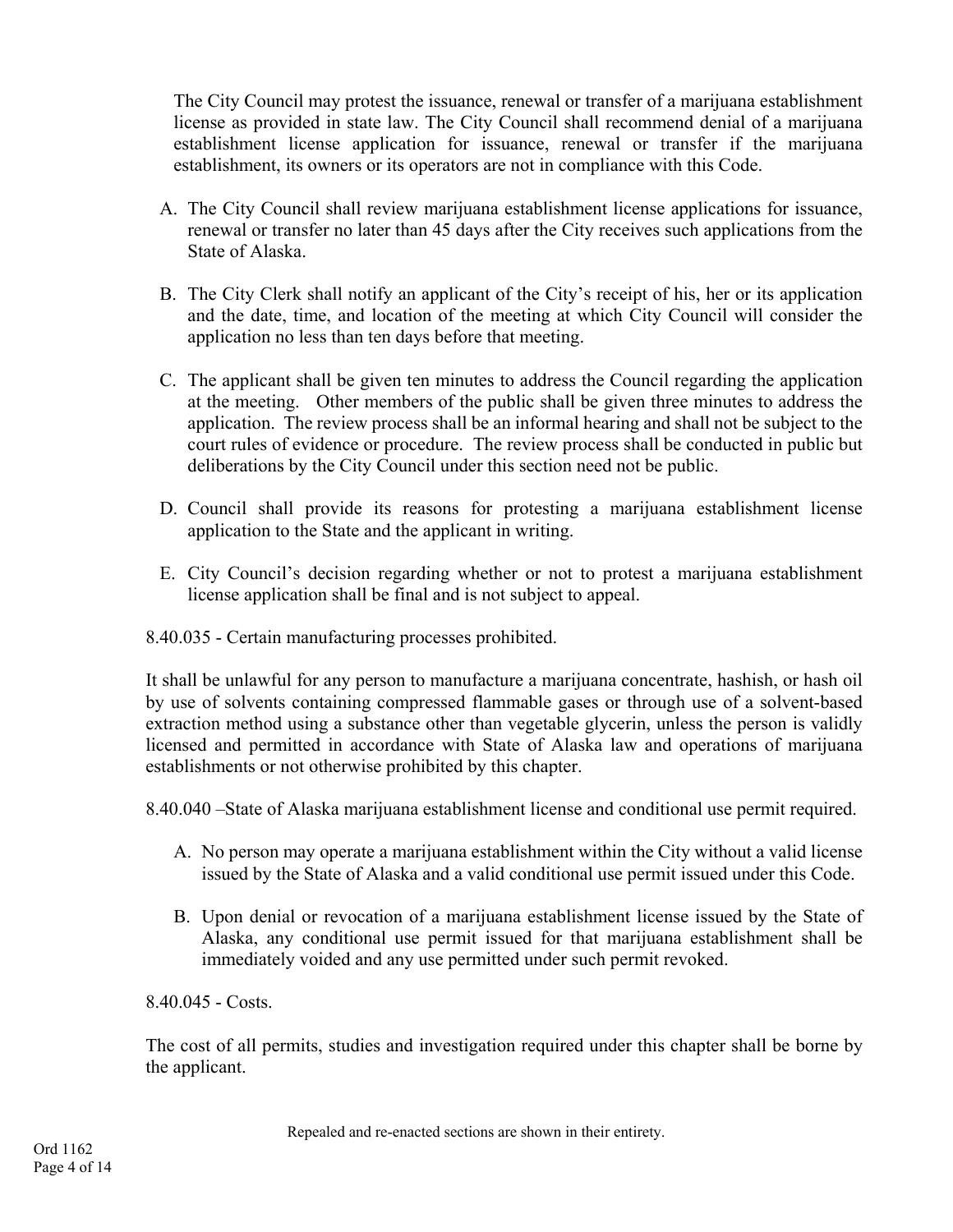The City Council may protest the issuance, renewal or transfer of a marijuana establishment license as provided in state law. The City Council shall recommend denial of a marijuana establishment license application for issuance, renewal or transfer if the marijuana establishment, its owners or its operators are not in compliance with this Code.

A. The City Council shall review marijuana establishment license applications for issuance, renewal or transfer no later than 45 days after the City receives such applications from the State of Alaska.

B. The City Clerk shall notify an applicant of the City's receipt of his, her or its application and the date, time, and location of the meeting at which City Council will consider the application no less than ten days before that meeting.

C. The applicant shall be given ten minutes to address the Council regarding the application at the meeting. Other members of the public shall be given three minutes to address the application. The review process shall be an informal hearing and shall not be subject to the court rules of evidence or procedure. The review process shall be conducted in public but deliberations by the City Council under this section need not be public.

D. Council shall provide its reasons for protesting a marijuana establishment license application to the State and the applicant in writing.

E. City Council's decision regarding whether or not to protest a marijuana establishment license application shall be final and is not subject to appeal.

8.40.035 - Certain manufacturing processes prohibited.

It shall be unlawful for any person to manufacture a marijuana concentrate, hashish, or hash oil by use of solvents containing compressed flammable gases or through use of a solvent-based extraction method using a substance other than vegetable glycerin, unless the person is validly licensed and permitted in accordance with State of Alaska law and operations of marijuana establishments or not otherwise prohibited by this chapter.

8.40.040 –State of Alaska marijuana establishment license and conditional use permit required.

A. No person may operate a marijuana establishment within the City without a valid license issued by the State of Alaska and a valid conditional use permit issued under this Code.

B. Upon denial or revocation of a marijuana establishment license issued by the State of Alaska, any conditional use permit issued for that marijuana establishment shall be immediately voided and any use permitted under such permit revoked.

8.40.045 - Costs.

The cost of all permits, studies and investigation required under this chapter shall be borne by the applicant.

Repealed and re-enacted sections are shown in their entirety.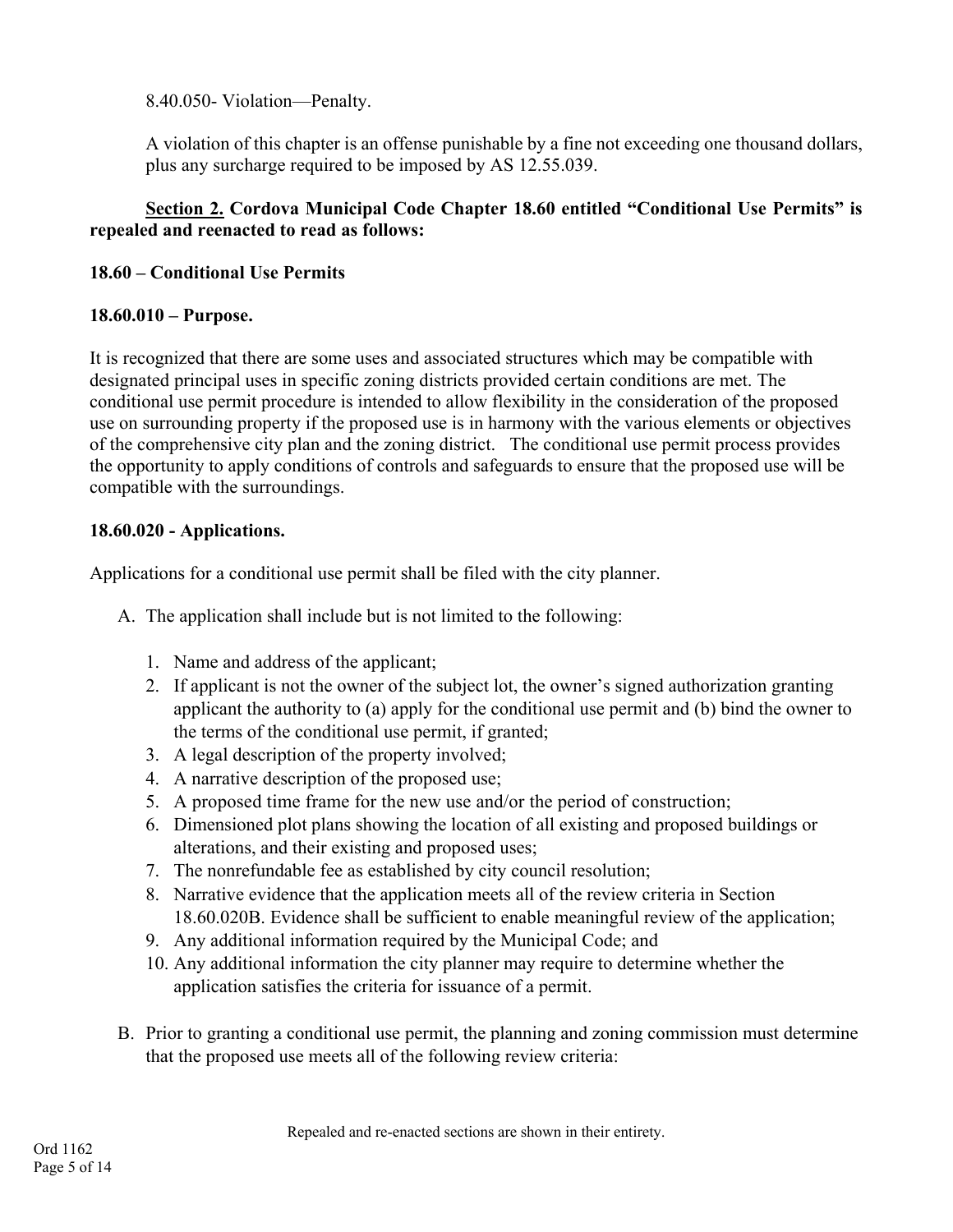8.40.050- Violation—Penalty.

A violation of this chapter is an offense punishable by a fine not exceeding one thousand dollars, plus any surcharge required to be imposed by AS 12.55.039.

**<u>Section 2.</u> Cordova Municipal Code Chapter 18.60 entitled "Conditional Use Permits" is repealed and reenacted to read as follows:**

**18.60 – Conditional Use Permits**

**18.60.010 – Purpose.**

It is recognized that there are some uses and associated structures which may be compatible with designated principal uses in specific zoning districts provided certain conditions are met. The conditional use permit procedure is intended to allow flexibility in the consideration of the proposed use on surrounding property if the proposed use is in harmony with the various elements or objectives of the comprehensive city plan and the zoning district. The conditional use permit process provides the opportunity to apply conditions of controls and safeguards to ensure that the proposed use will be compatible with the surroundings.

**18.60.020 - Applications.**

Applications for a conditional use permit shall be filed with the city planner.

A. The application shall include but is not limited to the following:

   1. Name and address of the applicant;
   2. If applicant is not the owner of the subject lot, the owner's signed authorization granting applicant the authority to (a) apply for the conditional use permit and (b) bind the owner to the terms of the conditional use permit, if granted;
   3. A legal description of the property involved;
   4. A narrative description of the proposed use;
   5. A proposed time frame for the new use and/or the period of construction;
   6. Dimensioned plot plans showing the location of all existing and proposed buildings or alterations, and their existing and proposed uses;
   7. The nonrefundable fee as established by city council resolution;
   8. Narrative evidence that the application meets all of the review criteria in Section 18.60.020B. Evidence shall be sufficient to enable meaningful review of the application;
   9. Any additional information required by the Municipal Code; and
   10. Any additional information the city planner may require to determine whether the application satisfies the criteria for issuance of a permit.

B. Prior to granting a conditional use permit, the planning and zoning commission must determine that the proposed use meets all of the following review criteria:

Repealed and re-enacted sections are shown in their entirety.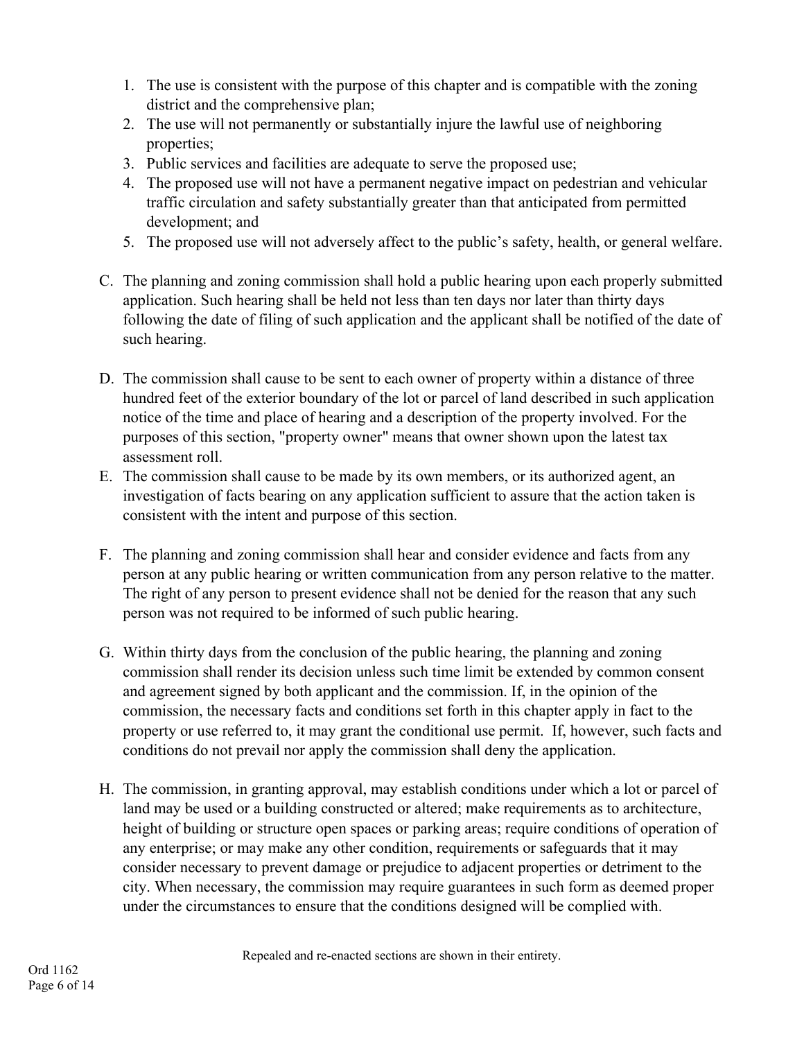1. The use is consistent with the purpose of this chapter and is compatible with the zoning district and the comprehensive plan;
2. The use will not permanently or substantially injure the lawful use of neighboring properties;
3. Public services and facilities are adequate to serve the proposed use;
4. The proposed use will not have a permanent negative impact on pedestrian and vehicular traffic circulation and safety substantially greater than that anticipated from permitted development; and
5. The proposed use will not adversely affect to the public's safety, health, or general welfare.

C. The planning and zoning commission shall hold a public hearing upon each properly submitted application. Such hearing shall be held not less than ten days nor later than thirty days following the date of filing of such application and the applicant shall be notified of the date of such hearing.

D. The commission shall cause to be sent to each owner of property within a distance of three hundred feet of the exterior boundary of the lot or parcel of land described in such application notice of the time and place of hearing and a description of the property involved. For the purposes of this section, "property owner" means that owner shown upon the latest tax assessment roll.

E. The commission shall cause to be made by its own members, or its authorized agent, an investigation of facts bearing on any application sufficient to assure that the action taken is consistent with the intent and purpose of this section.

F. The planning and zoning commission shall hear and consider evidence and facts from any person at any public hearing or written communication from any person relative to the matter. The right of any person to present evidence shall not be denied for the reason that any such person was not required to be informed of such public hearing.

G. Within thirty days from the conclusion of the public hearing, the planning and zoning commission shall render its decision unless such time limit be extended by common consent and agreement signed by both applicant and the commission. If, in the opinion of the commission, the necessary facts and conditions set forth in this chapter apply in fact to the property or use referred to, it may grant the conditional use permit. If, however, such facts and conditions do not prevail nor apply the commission shall deny the application.

H. The commission, in granting approval, may establish conditions under which a lot or parcel of land may be used or a building constructed or altered; make requirements as to architecture, height of building or structure open spaces or parking areas; require conditions of operation of any enterprise; or may make any other condition, requirements or safeguards that it may consider necessary to prevent damage or prejudice to adjacent properties or detriment to the city. When necessary, the commission may require guarantees in such form as deemed proper under the circumstances to ensure that the conditions designed will be complied with.

Repealed and re-enacted sections are shown in their entirety.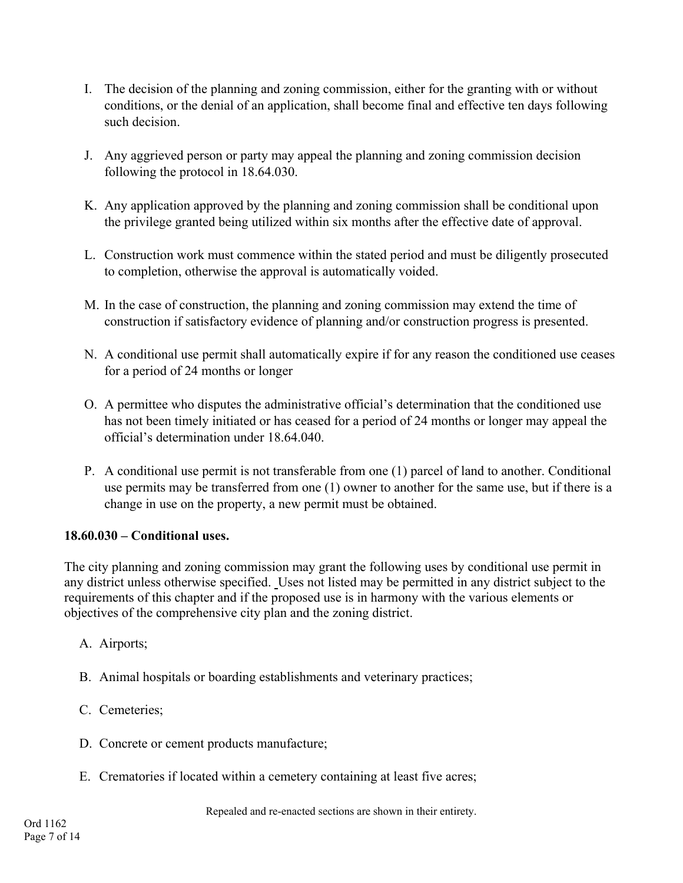I. The decision of the planning and zoning commission, either for the granting with or without conditions, or the denial of an application, shall become final and effective ten days following such decision.

J. Any aggrieved person or party may appeal the planning and zoning commission decision following the protocol in 18.64.030.

K. Any application approved by the planning and zoning commission shall be conditional upon the privilege granted being utilized within six months after the effective date of approval.

L. Construction work must commence within the stated period and must be diligently prosecuted to completion, otherwise the approval is automatically voided.

M. In the case of construction, the planning and zoning commission may extend the time of construction if satisfactory evidence of planning and/or construction progress is presented.

N. A conditional use permit shall automatically expire if for any reason the conditioned use ceases for a period of 24 months or longer

O. A permittee who disputes the administrative official's determination that the conditioned use has not been timely initiated or has ceased for a period of 24 months or longer may appeal the official's determination under 18.64.040.

P. A conditional use permit is not transferable from one (1) parcel of land to another. Conditional use permits may be transferred from one (1) owner to another for the same use, but if there is a change in use on the property, a new permit must be obtained.

**18.60.030 – Conditional uses.**

The city planning and zoning commission may grant the following uses by conditional use permit in any district unless otherwise specified. Uses not listed may be permitted in any district subject to the requirements of this chapter and if the proposed use is in harmony with the various elements or objectives of the comprehensive city plan and the zoning district.

A. Airports;

B. Animal hospitals or boarding establishments and veterinary practices;

C. Cemeteries;

D. Concrete or cement products manufacture;

E. Crematories if located within a cemetery containing at least five acres;

Repealed and re-enacted sections are shown in their entirety.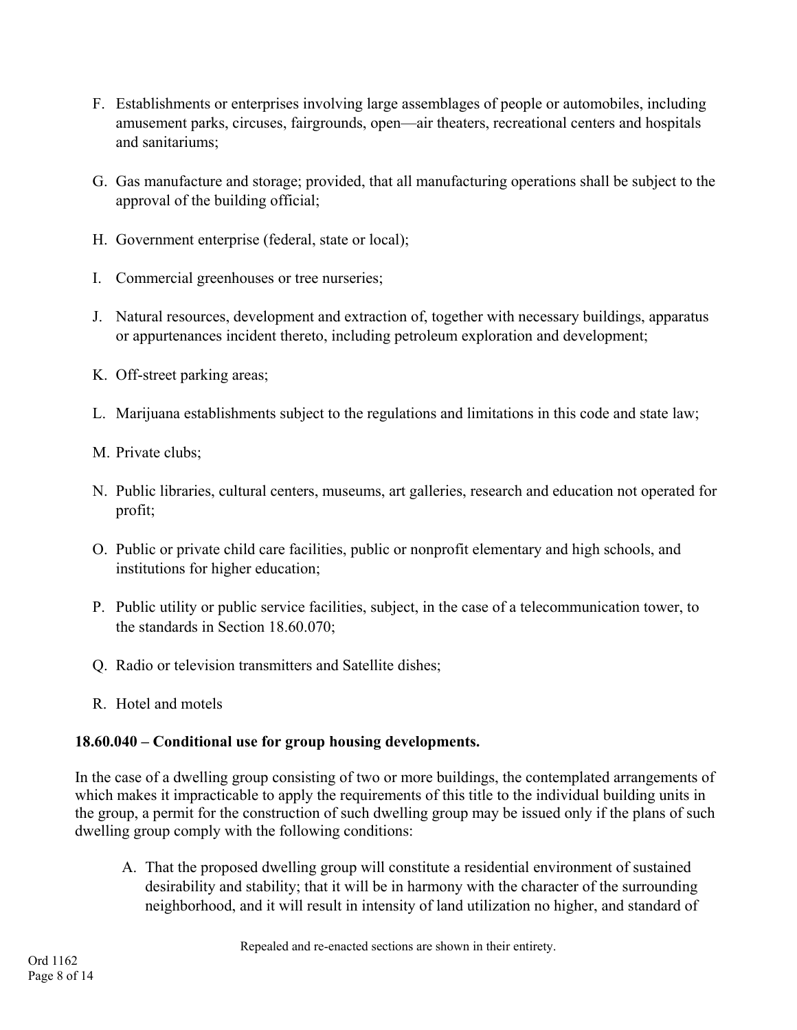F. Establishments or enterprises involving large assemblages of people or automobiles, including amusement parks, circuses, fairgrounds, open—air theaters, recreational centers and hospitals and sanitariums;

G. Gas manufacture and storage; provided, that all manufacturing operations shall be subject to the approval of the building official;

H. Government enterprise (federal, state or local);

I. Commercial greenhouses or tree nurseries;

J. Natural resources, development and extraction of, together with necessary buildings, apparatus or appurtenances incident thereto, including petroleum exploration and development;

K. Off-street parking areas;

L. Marijuana establishments subject to the regulations and limitations in this code and state law;

M. Private clubs;

N. Public libraries, cultural centers, museums, art galleries, research and education not operated for profit;

O. Public or private child care facilities, public or nonprofit elementary and high schools, and institutions for higher education;

P. Public utility or public service facilities, subject, in the case of a telecommunication tower, to the standards in Section 18.60.070;

Q. Radio or television transmitters and Satellite dishes;

R. Hotel and motels

**18.60.040 – Conditional use for group housing developments.**

In the case of a dwelling group consisting of two or more buildings, the contemplated arrangements of which makes it impracticable to apply the requirements of this title to the individual building units in the group, a permit for the construction of such dwelling group may be issued only if the plans of such dwelling group comply with the following conditions:

A. That the proposed dwelling group will constitute a residential environment of sustained desirability and stability; that it will be in harmony with the character of the surrounding neighborhood, and it will result in intensity of land utilization no higher, and standard of

Repealed and re-enacted sections are shown in their entirety.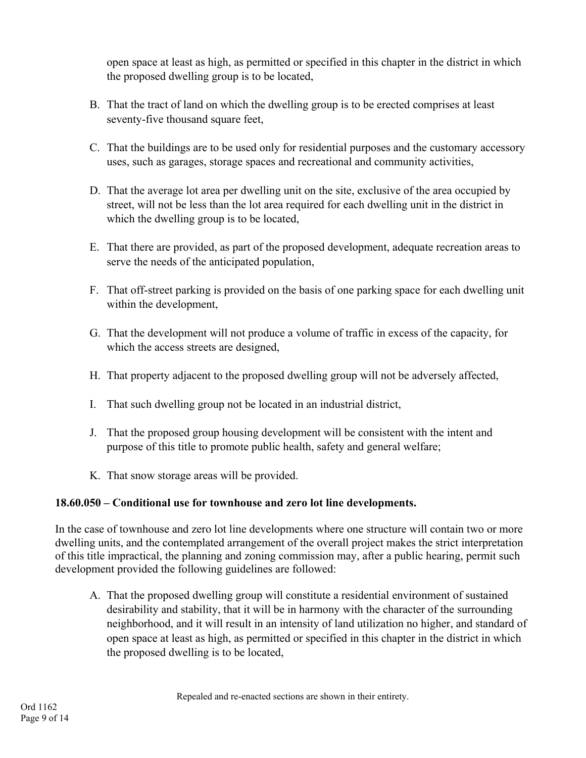open space at least as high, as permitted or specified in this chapter in the district in which the proposed dwelling group is to be located,

B. That the tract of land on which the dwelling group is to be erected comprises at least seventy-five thousand square feet,

C. That the buildings are to be used only for residential purposes and the customary accessory uses, such as garages, storage spaces and recreational and community activities,

D. That the average lot area per dwelling unit on the site, exclusive of the area occupied by street, will not be less than the lot area required for each dwelling unit in the district in which the dwelling group is to be located,

E. That there are provided, as part of the proposed development, adequate recreation areas to serve the needs of the anticipated population,

F. That off-street parking is provided on the basis of one parking space for each dwelling unit within the development,

G. That the development will not produce a volume of traffic in excess of the capacity, for which the access streets are designed,

H. That property adjacent to the proposed dwelling group will not be adversely affected,

I. That such dwelling group not be located in an industrial district,

J. That the proposed group housing development will be consistent with the intent and purpose of this title to promote public health, safety and general welfare;

K. That snow storage areas will be provided.

**18.60.050 – Conditional use for townhouse and zero lot line developments.**

In the case of townhouse and zero lot line developments where one structure will contain two or more dwelling units, and the contemplated arrangement of the overall project makes the strict interpretation of this title impractical, the planning and zoning commission may, after a public hearing, permit such development provided the following guidelines are followed:

A. That the proposed dwelling group will constitute a residential environment of sustained desirability and stability, that it will be in harmony with the character of the surrounding neighborhood, and it will result in an intensity of land utilization no higher, and standard of open space at least as high, as permitted or specified in this chapter in the district in which the proposed dwelling is to be located,

Repealed and re-enacted sections are shown in their entirety.

Ord 1162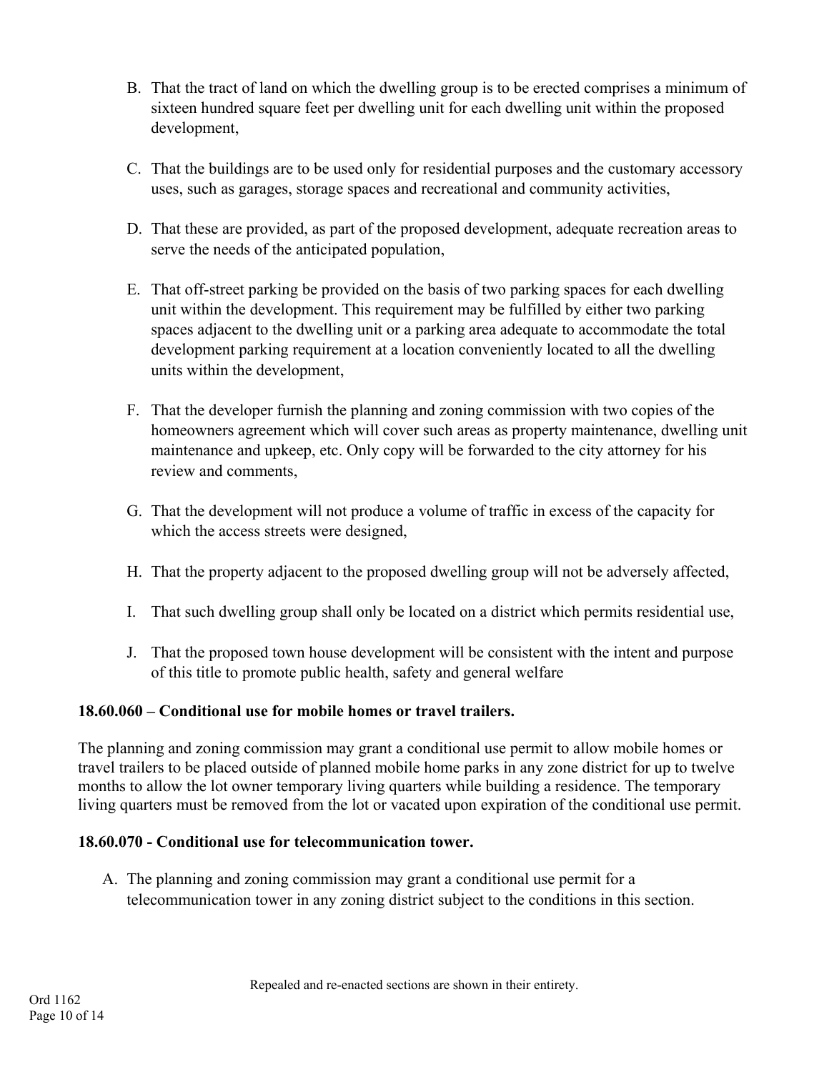B. That the tract of land on which the dwelling group is to be erected comprises a minimum of sixteen hundred square feet per dwelling unit for each dwelling unit within the proposed development,

C. That the buildings are to be used only for residential purposes and the customary accessory uses, such as garages, storage spaces and recreational and community activities,

D. That these are provided, as part of the proposed development, adequate recreation areas to serve the needs of the anticipated population,

E. That off-street parking be provided on the basis of two parking spaces for each dwelling unit within the development. This requirement may be fulfilled by either two parking spaces adjacent to the dwelling unit or a parking area adequate to accommodate the total development parking requirement at a location conveniently located to all the dwelling units within the development,

F. That the developer furnish the planning and zoning commission with two copies of the homeowners agreement which will cover such areas as property maintenance, dwelling unit maintenance and upkeep, etc. Only copy will be forwarded to the city attorney for his review and comments,

G. That the development will not produce a volume of traffic in excess of the capacity for which the access streets were designed,

H. That the property adjacent to the proposed dwelling group will not be adversely affected,

I. That such dwelling group shall only be located on a district which permits residential use,

J. That the proposed town house development will be consistent with the intent and purpose of this title to promote public health, safety and general welfare

**18.60.060 – Conditional use for mobile homes or travel trailers.**

The planning and zoning commission may grant a conditional use permit to allow mobile homes or travel trailers to be placed outside of planned mobile home parks in any zone district for up to twelve months to allow the lot owner temporary living quarters while building a residence. The temporary living quarters must be removed from the lot or vacated upon expiration of the conditional use permit.

**18.60.070 - Conditional use for telecommunication tower.**

A. The planning and zoning commission may grant a conditional use permit for a telecommunication tower in any zoning district subject to the conditions in this section.

Repealed and re-enacted sections are shown in their entirety.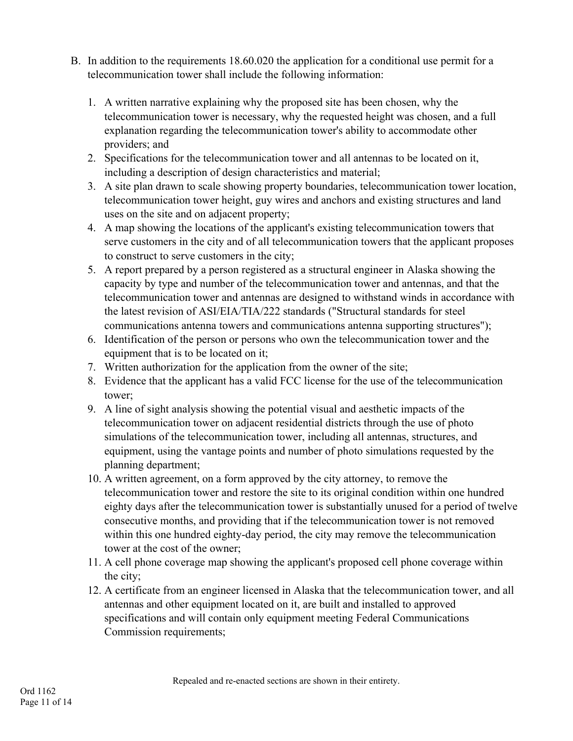B. In addition to the requirements 18.60.020 the application for a conditional use permit for a telecommunication tower shall include the following information:

   1. A written narrative explaining why the proposed site has been chosen, why the telecommunication tower is necessary, why the requested height was chosen, and a full explanation regarding the telecommunication tower's ability to accommodate other providers; and
   2. Specifications for the telecommunication tower and all antennas to be located on it, including a description of design characteristics and material;
   3. A site plan drawn to scale showing property boundaries, telecommunication tower location, telecommunication tower height, guy wires and anchors and existing structures and land uses on the site and on adjacent property;
   4. A map showing the locations of the applicant's existing telecommunication towers that serve customers in the city and of all telecommunication towers that the applicant proposes to construct to serve customers in the city;
   5. A report prepared by a person registered as a structural engineer in Alaska showing the capacity by type and number of the telecommunication tower and antennas, and that the telecommunication tower and antennas are designed to withstand winds in accordance with the latest revision of ASI/EIA/TIA/222 standards ("Structural standards for steel communications antenna towers and communications antenna supporting structures");
   6. Identification of the person or persons who own the telecommunication tower and the equipment that is to be located on it;
   7. Written authorization for the application from the owner of the site;
   8. Evidence that the applicant has a valid FCC license for the use of the telecommunication tower;
   9. A line of sight analysis showing the potential visual and aesthetic impacts of the telecommunication tower on adjacent residential districts through the use of photo simulations of the telecommunication tower, including all antennas, structures, and equipment, using the vantage points and number of photo simulations requested by the planning department;
   10. A written agreement, on a form approved by the city attorney, to remove the telecommunication tower and restore the site to its original condition within one hundred eighty days after the telecommunication tower is substantially unused for a period of twelve consecutive months, and providing that if the telecommunication tower is not removed within this one hundred eighty-day period, the city may remove the telecommunication tower at the cost of the owner;
   11. A cell phone coverage map showing the applicant's proposed cell phone coverage within the city;
   12. A certificate from an engineer licensed in Alaska that the telecommunication tower, and all antennas and other equipment located on it, are built and installed to approved specifications and will contain only equipment meeting Federal Communications Commission requirements;

Repealed and re-enacted sections are shown in their entirety.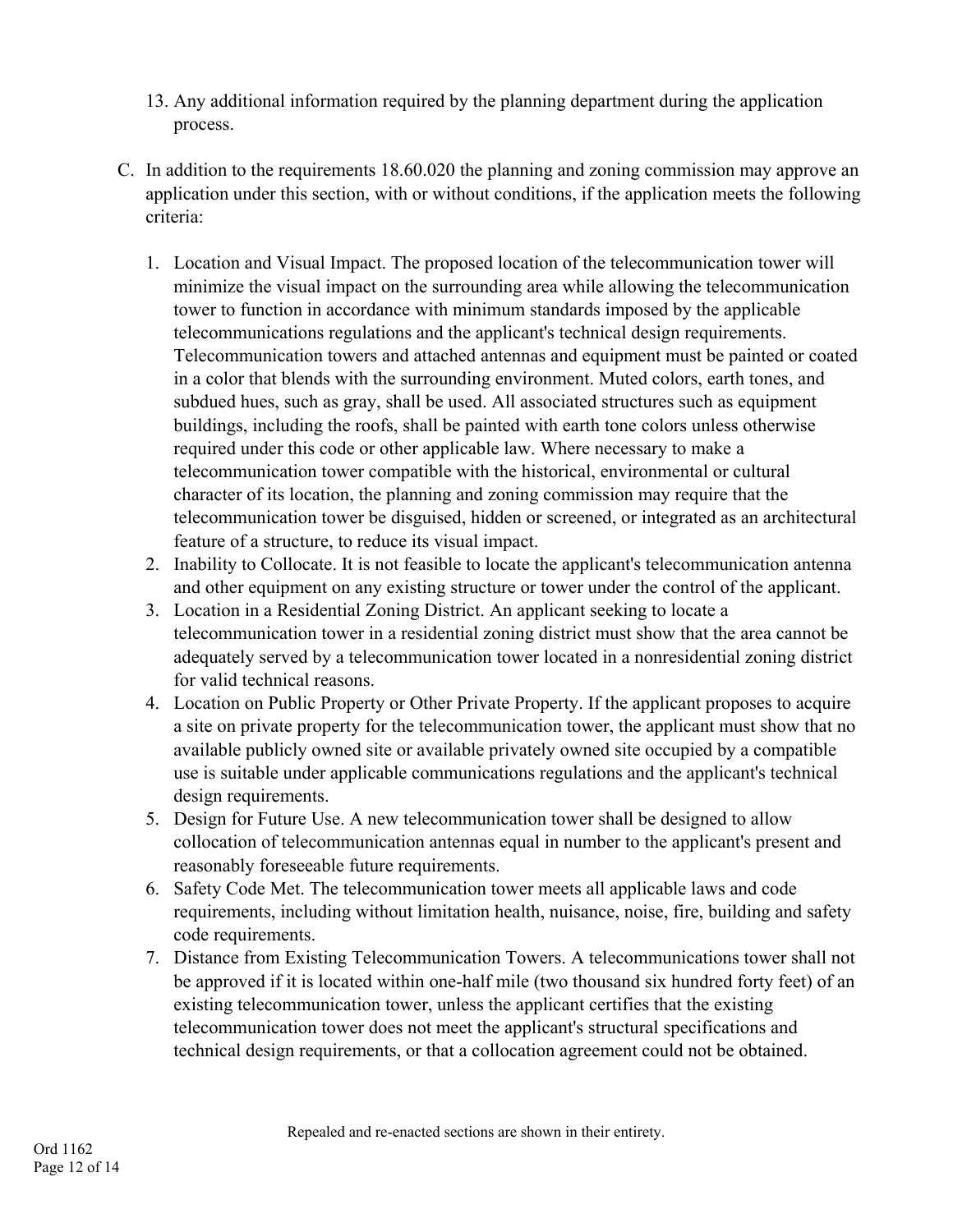13. Any additional information required by the planning department during the application process.

C. In addition to the requirements 18.60.020 the planning and zoning commission may approve an application under this section, with or without conditions, if the application meets the following criteria:

   1. Location and Visual Impact. The proposed location of the telecommunication tower will minimize the visual impact on the surrounding area while allowing the telecommunication tower to function in accordance with minimum standards imposed by the applicable telecommunications regulations and the applicant's technical design requirements. Telecommunication towers and attached antennas and equipment must be painted or coated in a color that blends with the surrounding environment. Muted colors, earth tones, and subdued hues, such as gray, shall be used. All associated structures such as equipment buildings, including the roofs, shall be painted with earth tone colors unless otherwise required under this code or other applicable law. Where necessary to make a telecommunication tower compatible with the historical, environmental or cultural character of its location, the planning and zoning commission may require that the telecommunication tower be disguised, hidden or screened, or integrated as an architectural feature of a structure, to reduce its visual impact.
   2. Inability to Collocate. It is not feasible to locate the applicant's telecommunication antenna and other equipment on any existing structure or tower under the control of the applicant.
   3. Location in a Residential Zoning District. An applicant seeking to locate a telecommunication tower in a residential zoning district must show that the area cannot be adequately served by a telecommunication tower located in a nonresidential zoning district for valid technical reasons.
   4. Location on Public Property or Other Private Property. If the applicant proposes to acquire a site on private property for the telecommunication tower, the applicant must show that no available publicly owned site or available privately owned site occupied by a compatible use is suitable under applicable communications regulations and the applicant's technical design requirements.
   5. Design for Future Use. A new telecommunication tower shall be designed to allow collocation of telecommunication antennas equal in number to the applicant's present and reasonably foreseeable future requirements.
   6. Safety Code Met. The telecommunication tower meets all applicable laws and code requirements, including without limitation health, nuisance, noise, fire, building and safety code requirements.
   7. Distance from Existing Telecommunication Towers. A telecommunications tower shall not be approved if it is located within one-half mile (two thousand six hundred forty feet) of an existing telecommunication tower, unless the applicant certifies that the existing telecommunication tower does not meet the applicant's structural specifications and technical design requirements, or that a collocation agreement could not be obtained.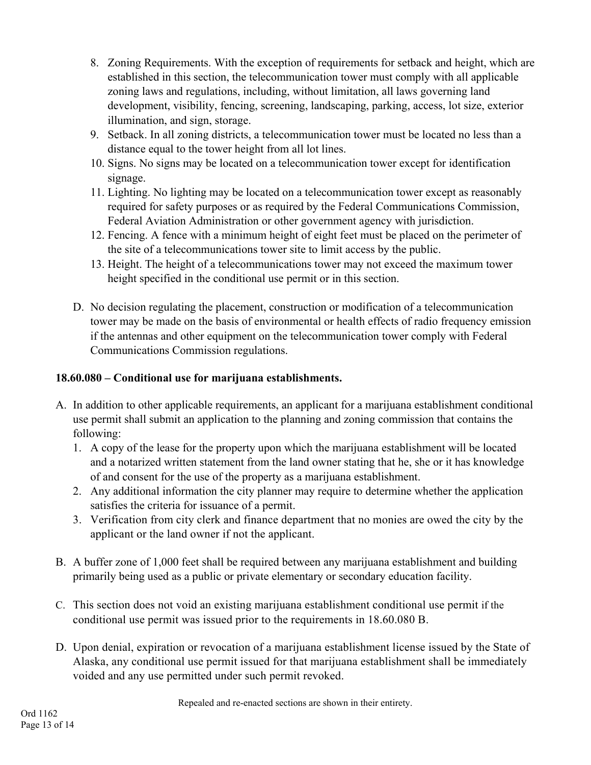8. Zoning Requirements. With the exception of requirements for setback and height, which are established in this section, the telecommunication tower must comply with all applicable zoning laws and regulations, including, without limitation, all laws governing land development, visibility, fencing, screening, landscaping, parking, access, lot size, exterior illumination, and sign, storage.
9. Setback. In all zoning districts, a telecommunication tower must be located no less than a distance equal to the tower height from all lot lines.
10. Signs. No signs may be located on a telecommunication tower except for identification signage.
11. Lighting. No lighting may be located on a telecommunication tower except as reasonably required for safety purposes or as required by the Federal Communications Commission, Federal Aviation Administration or other government agency with jurisdiction.
12. Fencing. A fence with a minimum height of eight feet must be placed on the perimeter of the site of a telecommunications tower site to limit access by the public.
13. Height. The height of a telecommunications tower may not exceed the maximum tower height specified in the conditional use permit or in this section.

D. No decision regulating the placement, construction or modification of a telecommunication tower may be made on the basis of environmental or health effects of radio frequency emission if the antennas and other equipment on the telecommunication tower comply with Federal Communications Commission regulations.

**18.60.080 – Conditional use for marijuana establishments.**

A. In addition to other applicable requirements, an applicant for a marijuana establishment conditional use permit shall submit an application to the planning and zoning commission that contains the following:
   1. A copy of the lease for the property upon which the marijuana establishment will be located and a notarized written statement from the land owner stating that he, she or it has knowledge of and consent for the use of the property as a marijuana establishment.
   2. Any additional information the city planner may require to determine whether the application satisfies the criteria for issuance of a permit.
   3. Verification from city clerk and finance department that no monies are owed the city by the applicant or the land owner if not the applicant.

B. A buffer zone of 1,000 feet shall be required between any marijuana establishment and building primarily being used as a public or private elementary or secondary education facility.

C. This section does not void an existing marijuana establishment conditional use permit if the conditional use permit was issued prior to the requirements in 18.60.080 B.

D. Upon denial, expiration or revocation of a marijuana establishment license issued by the State of Alaska, any conditional use permit issued for that marijuana establishment shall be immediately voided and any use permitted under such permit revoked.

Repealed and re-enacted sections are shown in their entirety.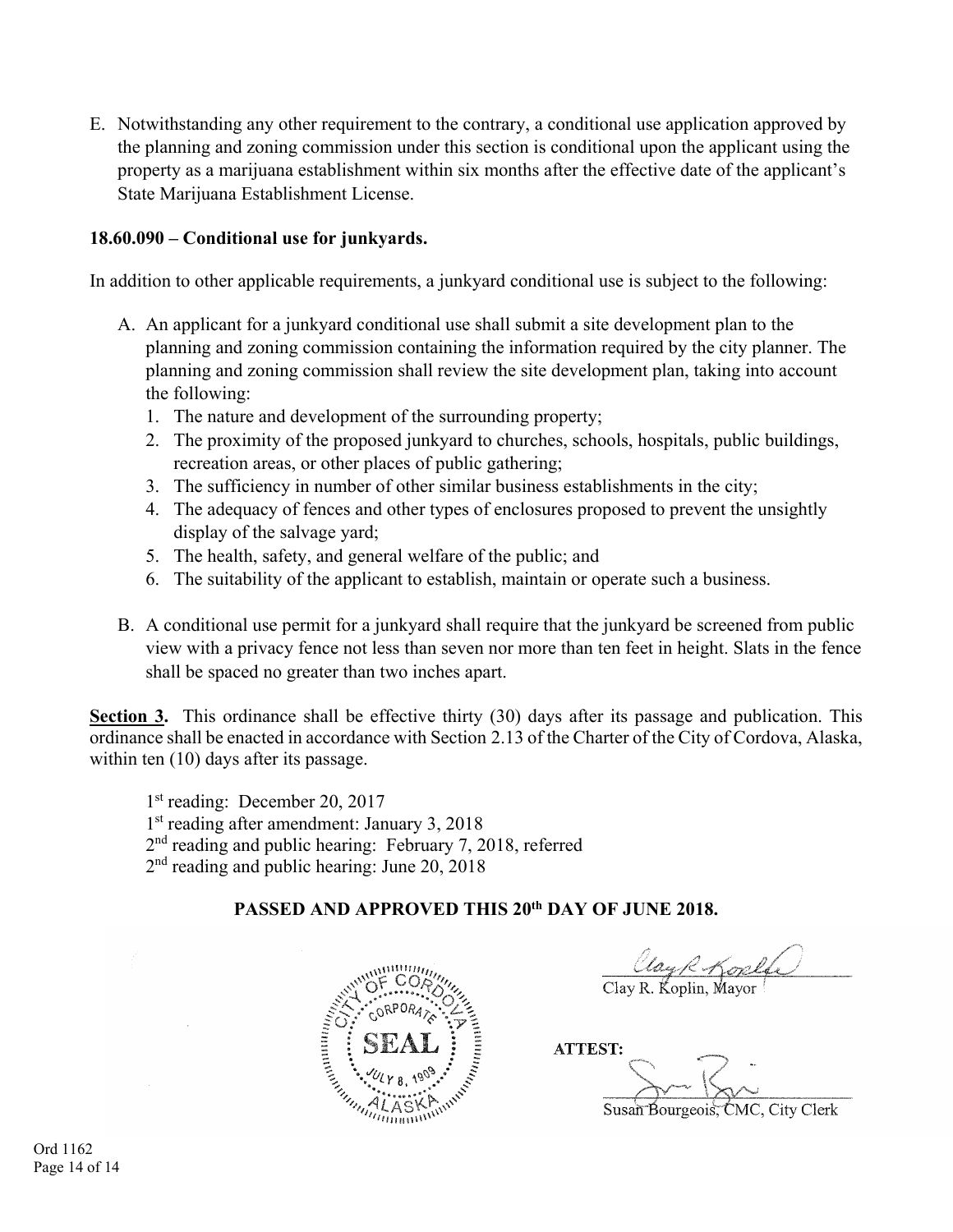E. Notwithstanding any other requirement to the contrary, a conditional use application approved by the planning and zoning commission under this section is conditional upon the applicant using the property as a marijuana establishment within six months after the effective date of the applicant's State Marijuana Establishment License.

**18.60.090 – Conditional use for junkyards.**

In addition to other applicable requirements, a junkyard conditional use is subject to the following:

A. An applicant for a junkyard conditional use shall submit a site development plan to the planning and zoning commission containing the information required by the city planner. The planning and zoning commission shall review the site development plan, taking into account the following:
   1. The nature and development of the surrounding property;
   2. The proximity of the proposed junkyard to churches, schools, hospitals, public buildings, recreation areas, or other places of public gathering;
   3. The sufficiency in number of other similar business establishments in the city;
   4. The adequacy of fences and other types of enclosures proposed to prevent the unsightly display of the salvage yard;
   5. The health, safety, and general welfare of the public; and
   6. The suitability of the applicant to establish, maintain or operate such a business.

B. A conditional use permit for a junkyard shall require that the junkyard be screened from public view with a privacy fence not less than seven nor more than ten feet in height. Slats in the fence shall be spaced no greater than two inches apart.

**Section 3.** This ordinance shall be effective thirty (30) days after its passage and publication. This ordinance shall be enacted in accordance with Section 2.13 of the Charter of the City of Cordova, Alaska, within ten (10) days after its passage.

1st reading: December 20, 2017
1st reading after amendment: January 3, 2018
2nd reading and public hearing: February 7, 2018, referred
2nd reading and public hearing: June 20, 2018

**PASSED AND APPROVED THIS 20th DAY OF JUNE 2018.**

CITY OF CORDOVA CORPORATE SEAL JULY 8, 1909 ALASKA

Clay R. Koplin, Mayor

**ATTEST:**

Susan Bourgeois, CMC, City Clerk

Ord 1162